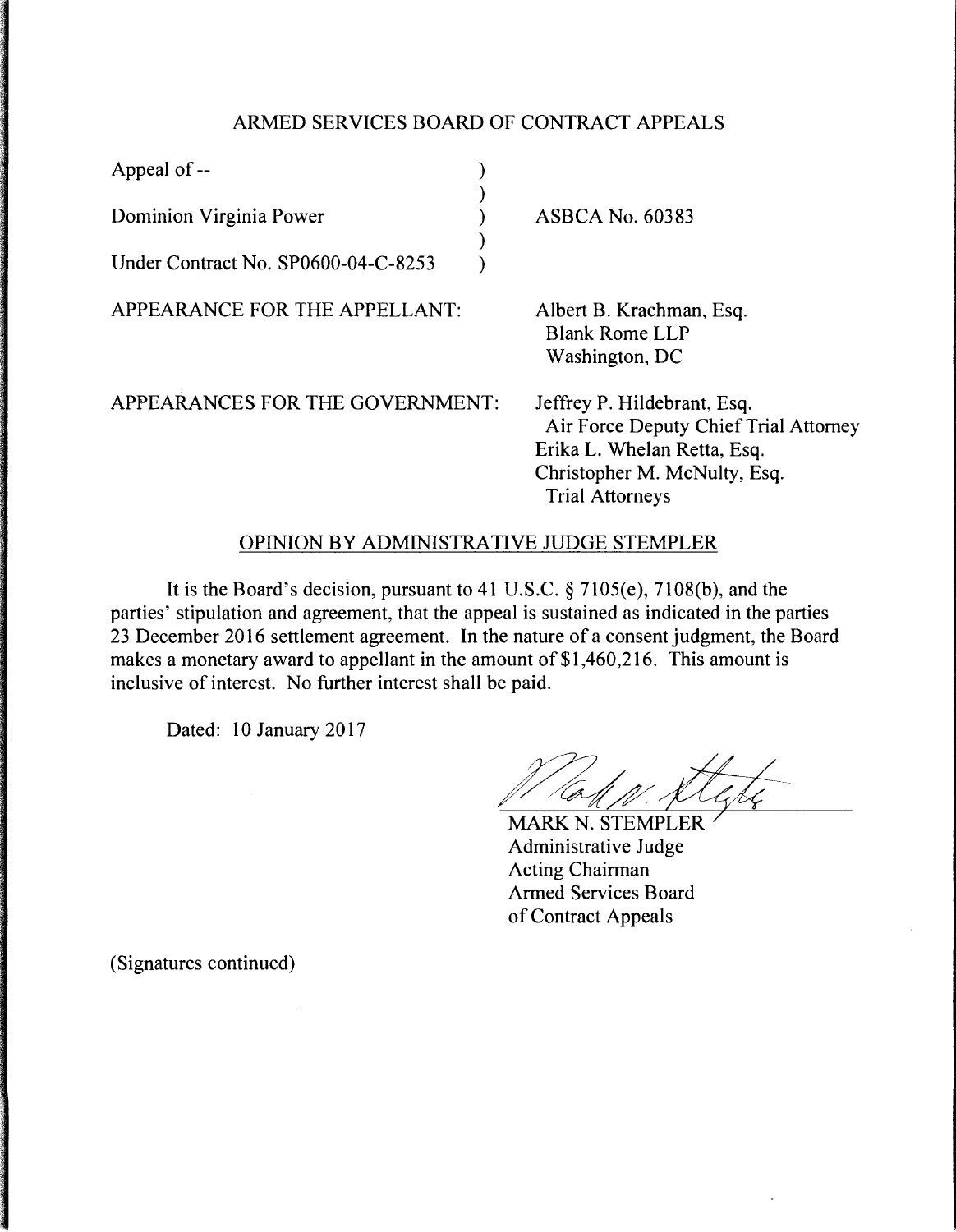# ARMED SERVICES BOARD OF CONTRACT APPEALS

Appeal of --

Dominion Virginia Power — ASBCA No. 60383

Under Contract No. SP0600-04-C-8253

APPEARANCE FOR THE APPELLANT:

Albert B. Krachman, Esq.
Blank Rome LLP
Washington, DC

APPEARANCES FOR THE GOVERNMENT:

Jeffrey P. Hildebrant, Esq.
Air Force Deputy Chief Trial Attorney
Erika L. Whelan Retta, Esq.
Christopher M. McNulty, Esq.
Trial Attorneys

## OPINION BY ADMINISTRATIVE JUDGE STEMPLER

It is the Board's decision, pursuant to 41 U.S.C. § 7105(e), 7108(b), and the parties' stipulation and agreement, that the appeal is sustained as indicated in the parties 23 December 2016 settlement agreement. In the nature of a consent judgment, the Board makes a monetary award to appellant in the amount of $1,460,216. This amount is inclusive of interest. No further interest shall be paid.

Dated: 10 January 2017

MARK N. STEMPLER
Administrative Judge
Acting Chairman
Armed Services Board
of Contract Appeals

(Signatures continued)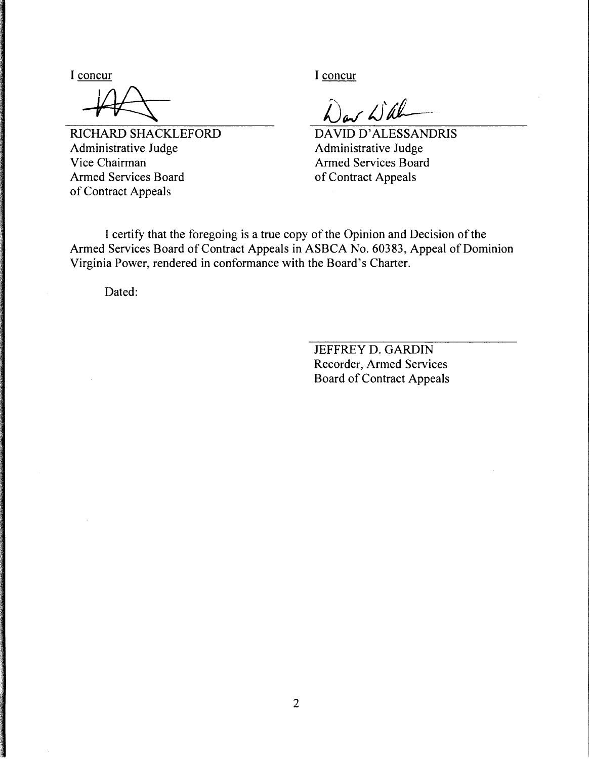I concur

RICHARD SHACKLEFORD
Administrative Judge
Vice Chairman
Armed Services Board
of Contract Appeals

I concur

DAVID D'ALESSANDRIS
Administrative Judge
Armed Services Board
of Contract Appeals

I certify that the foregoing is a true copy of the Opinion and Decision of the Armed Services Board of Contract Appeals in ASBCA No. 60383, Appeal of Dominion Virginia Power, rendered in conformance with the Board's Charter.

Dated:

JEFFREY D. GARDIN
Recorder, Armed Services
Board of Contract Appeals